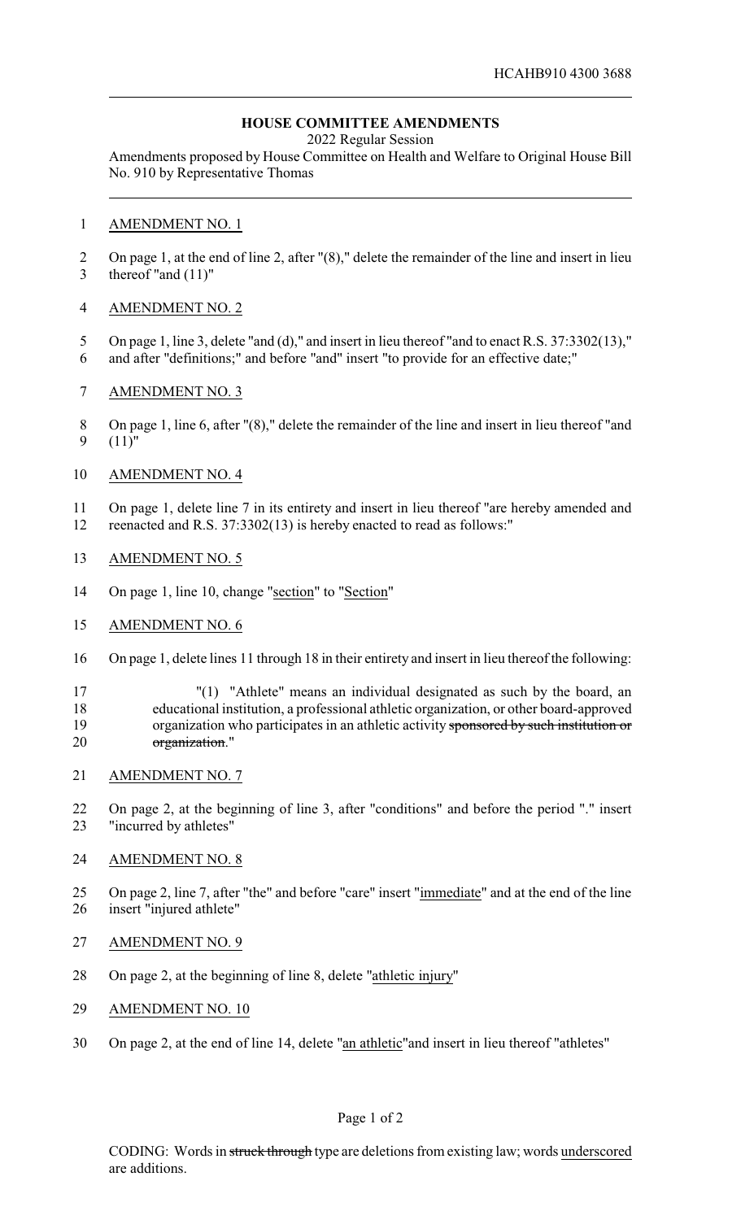HCAHB910 4300 3688

# HOUSE COMMITTEE AMENDMENTS

2022 Regular Session

Amendments proposed by House Committee on Health and Welfare to Original House Bill No. 910 by Representative Thomas

AMENDMENT NO. 1

On page 1, at the end of line 2, after "(8)," delete the remainder of the line and insert in lieu thereof "and (11)"

AMENDMENT NO. 2

On page 1, line 3, delete "and (d)," and insert in lieu thereof "and to enact R.S. 37:3302(13)," and after "definitions;" and before "and" insert "to provide for an effective date;"

AMENDMENT NO. 3

On page 1, line 6, after "(8)," delete the remainder of the line and insert in lieu thereof "and (11)"

AMENDMENT NO. 4

On page 1, delete line 7 in its entirety and insert in lieu thereof "are hereby amended and reenacted and R.S. 37:3302(13) is hereby enacted to read as follows:"

AMENDMENT NO. 5

On page 1, line 10, change "<u>section</u>" to "<u>Section</u>"

AMENDMENT NO. 6

On page 1, delete lines 11 through 18 in their entirety and insert in lieu thereof the following:

"(1) "Athlete" means an individual designated as such by the board, an educational institution, a professional athletic organization, or other board-approved organization who participates in an athletic activity ~~sponsored by such institution or organization~~."

AMENDMENT NO. 7

On page 2, at the beginning of line 3, after "conditions" and before the period "." insert "incurred by athletes"

AMENDMENT NO. 8

On page 2, line 7, after "the" and before "care" insert "<u>immediate</u>" and at the end of the line insert "injured athlete"

AMENDMENT NO. 9

On page 2, at the beginning of line 8, delete "<u>athletic injury</u>"

AMENDMENT NO. 10

On page 2, at the end of line 14, delete "<u>an athletic</u>"and insert in lieu thereof "athletes"

CODING: Words in ~~struck through~~ type are deletions from existing law; words <u>underscored</u> are additions.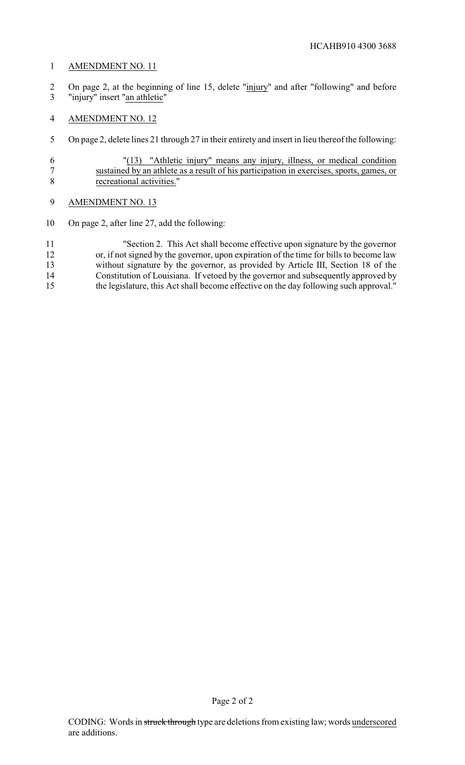AMENDMENT NO. 11

On page 2, at the beginning of line 15, delete "injury" and after "following" and before "injury" insert "an athletic"

AMENDMENT NO. 12

On page 2, delete lines 21 through 27 in their entirety and insert in lieu thereof the following:

"(13) "Athletic injury" means any injury, illness, or medical condition sustained by an athlete as a result of his participation in exercises, sports, games, or recreational activities."

AMENDMENT NO. 13

On page 2, after line 27, add the following:

"Section 2. This Act shall become effective upon signature by the governor or, if not signed by the governor, upon expiration of the time for bills to become law without signature by the governor, as provided by Article III, Section 18 of the Constitution of Louisiana. If vetoed by the governor and subsequently approved by the legislature, this Act shall become effective on the day following such approval."

CODING: Words in struck through type are deletions from existing law; words underscored are additions.